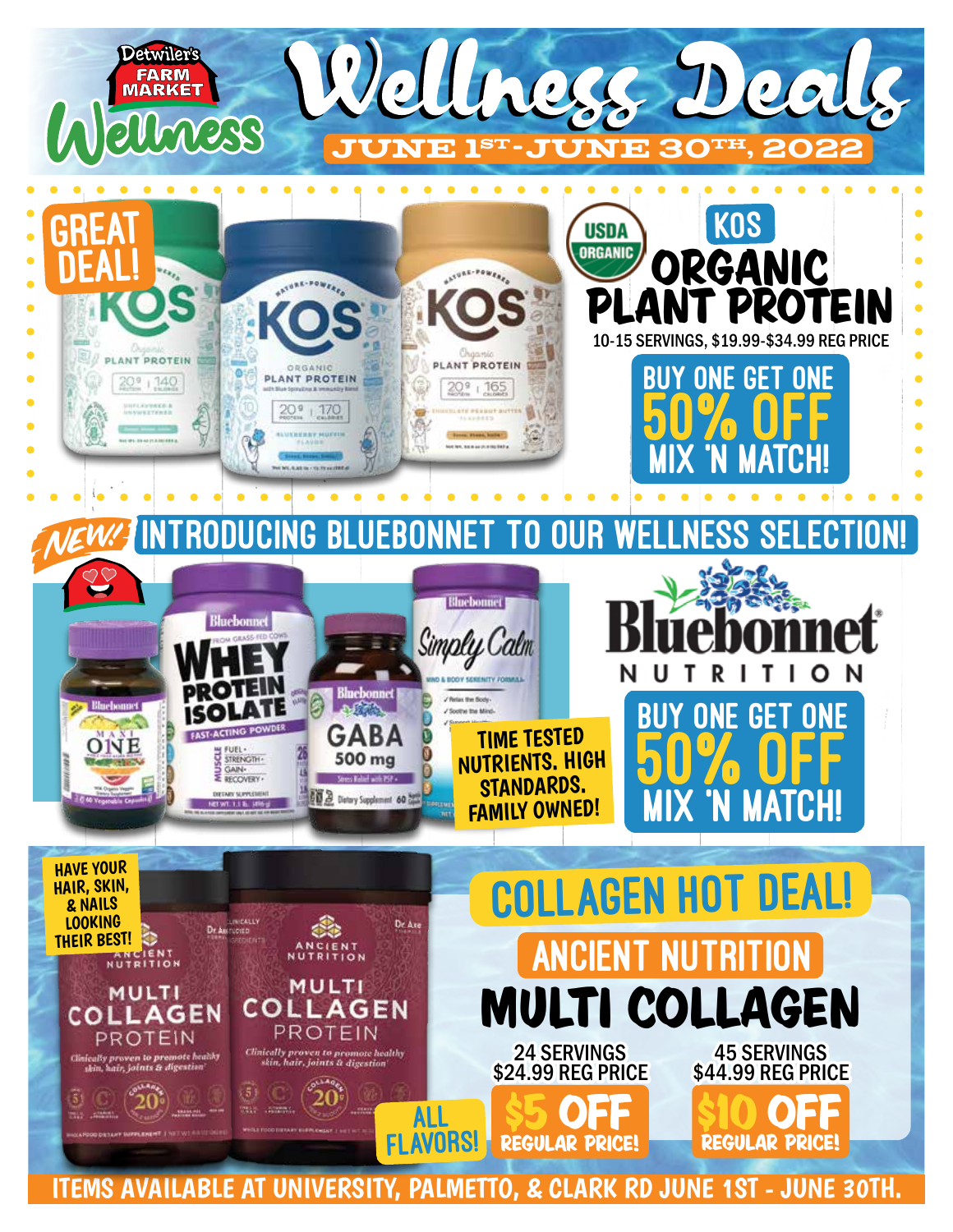# Detwiler's Farm Market Wellness

# Wellness Deals

**JUNE 1ST - JUNE 30TH, 2022**

---

**GREAT DEAL!**

USDA ORGANIC

## KOS ORGANIC PLANT PROTEIN

10-15 SERVINGS, $19.99-$34.99 REG PRICE

**BUY ONE GET ONE 50% OFF MIX 'N MATCH!**

---

## NEW! INTRODUCING BLUEBONNET TO OUR WELLNESS SELECTION!

**Bluebonnet NUTRITION**

TIME TESTED NUTRIENTS. HIGH STANDARDS. FAMILY OWNED!

**BUY ONE GET ONE 50% OFF MIX 'N MATCH!**

---

HAVE YOUR HAIR, SKIN, & NAILS LOOKING THEIR BEST!

## COLLAGEN HOT DEAL!

### ANCIENT NUTRITION MULTI COLLAGEN

ALL FLAVORS!

| 24 SERVINGS | 45 SERVINGS |
|---|---|
| $24.99 REG PRICE | $44.99 REG PRICE |
| **$5 OFF REGULAR PRICE!** | **$10 OFF REGULAR PRICE!** |

ITEMS AVAILABLE AT UNIVERSITY, PALMETTO, & CLARK RD JUNE 1ST - JUNE 30TH.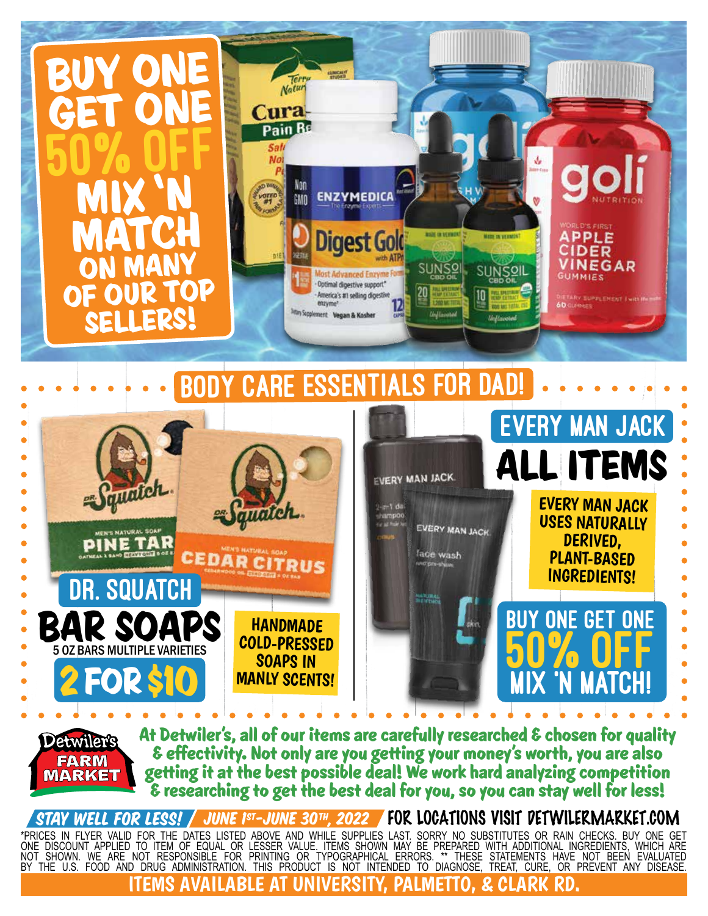# BUY ONE GET ONE 50% OFF MIX 'N MATCH ON MANY OF OUR TOP SELLERS!

## BODY CARE ESSENTIALS FOR DAD!

### DR. SQUATCH

**BAR SOAPS**

5 OZ BARS MULTIPLE VARIETIES

**2 FOR $10**

HANDMADE COLD-PRESSED SOAPS IN MANLY SCENTS!

### EVERY MAN JACK

**ALL ITEMS**

EVERY MAN JACK USES NATURALLY DERIVED, PLANT-BASED INGREDIENTS!

**BUY ONE GET ONE 50% OFF MIX 'N MATCH!**

Detwiler's FARM MARKET

At Detwiler's, all of our items are carefully researched & chosen for quality & effectivity. Not only are you getting your money's worth, you are also getting it at the best possible deal! We work hard analyzing competition & researching to get the best deal for you, so you can stay well for less!

STAY WELL FOR LESS! / JUNE 1ST-JUNE 30TH, 2022 / FOR LOCATIONS VISIT DETWILERMARKET.COM

*PRICES IN FLYER VALID FOR THE DATES LISTED ABOVE AND WHILE SUPPLIES LAST. SORRY NO SUBSTITUTES OR RAIN CHECKS. BUY ONE GET ONE DISCOUNT APPLIED TO ITEM OF EQUAL OR LESSER VALUE. ITEMS SHOWN MAY BE PREPARED WITH ADDITIONAL INGREDIENTS, WHICH ARE NOT SHOWN. WE ARE NOT RESPONSIBLE FOR PRINTING OR TYPOGRAPHICAL ERRORS. ** THESE STATEMENTS HAVE NOT BEEN EVALUATED BY THE U.S. FOOD AND DRUG ADMINISTRATION. THIS PRODUCT IS NOT INTENDED TO DIAGNOSE, TREAT, CURE, OR PREVENT ANY DISEASE.

ITEMS AVAILABLE AT UNIVERSITY, PALMETTO, & CLARK RD.